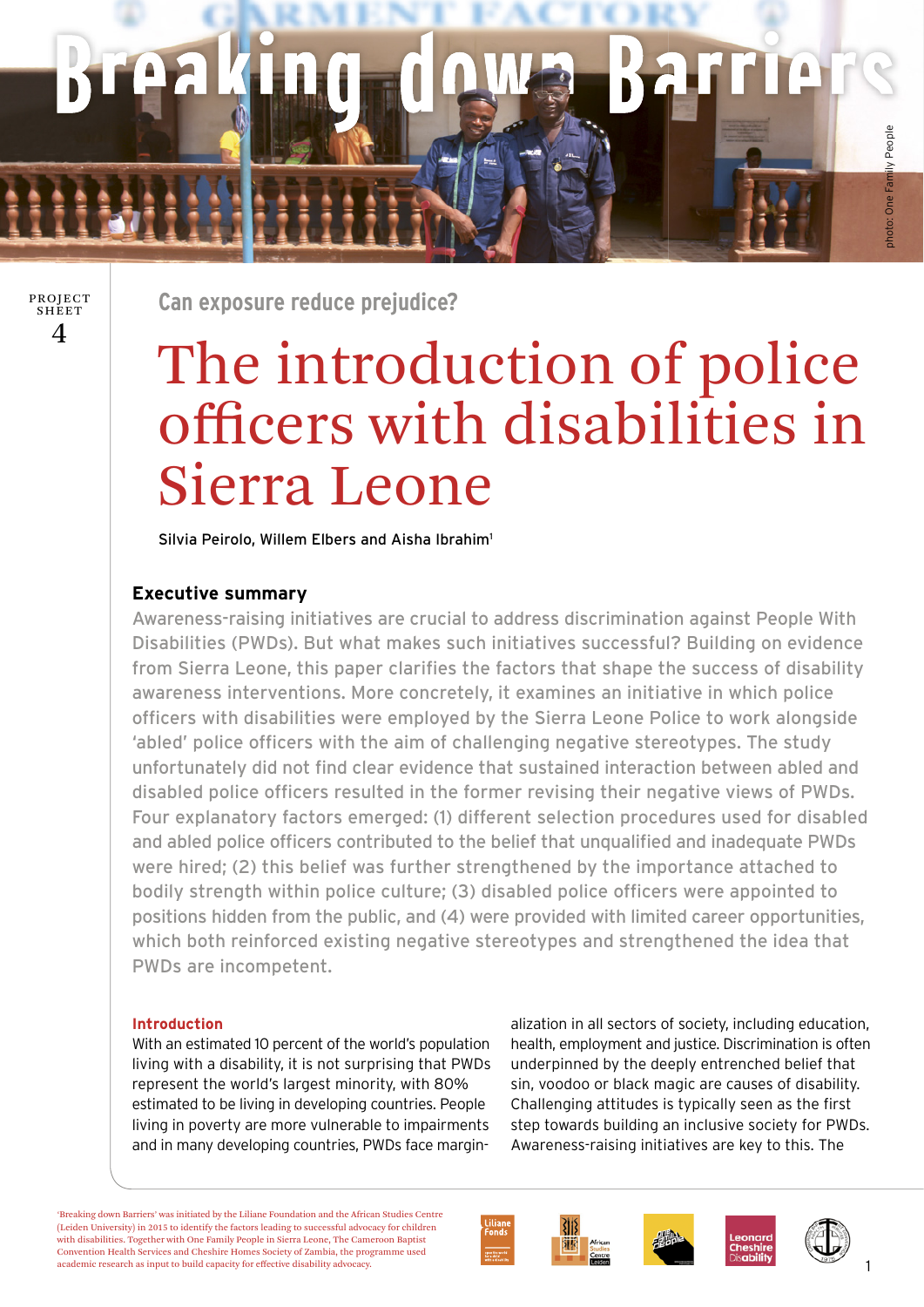# Breaking down Barriers

PROJECT SHEET 4

Can exposure reduce prejudice?

# The introduction of police officers with disabilities in Sierra Leone

Silvia Peirolo, Willem Elbers and Aisha Ibrahim[1]

## Executive summary

Awareness-raising initiatives are crucial to address discrimination against People With Disabilities (PWDs). But what makes such initiatives successful? Building on evidence from Sierra Leone, this paper clarifies the factors that shape the success of disability awareness interventions. More concretely, it examines an initiative in which police officers with disabilities were employed by the Sierra Leone Police to work alongside 'abled' police officers with the aim of challenging negative stereotypes. The study unfortunately did not find clear evidence that sustained interaction between abled and disabled police officers resulted in the former revising their negative views of PWDs. Four explanatory factors emerged: (1) different selection procedures used for disabled and abled police officers contributed to the belief that unqualified and inadequate PWDs were hired; (2) this belief was further strengthened by the importance attached to bodily strength within police culture; (3) disabled police officers were appointed to positions hidden from the public, and (4) were provided with limited career opportunities, which both reinforced existing negative stereotypes and strengthened the idea that PWDs are incompetent.

### Introduction

With an estimated 10 percent of the world's population living with a disability, it is not surprising that PWDs represent the world's largest minority, with 80% estimated to be living in developing countries. People living in poverty are more vulnerable to impairments and in many developing countries, PWDs face marginalization in all sectors of society, including education, health, employment and justice. Discrimination is often underpinned by the deeply entrenched belief that sin, voodoo or black magic are causes of disability. Challenging attitudes is typically seen as the first step towards building an inclusive society for PWDs. Awareness-raising initiatives are key to this. The

'Breaking down Barriers' was initiated by the Liliane Foundation and the African Studies Centre (Leiden University) in 2015 to identify the factors leading to successful advocacy for children with disabilities. Together with One Family People in Sierra Leone, The Cameroon Baptist Convention Health Services and Cheshire Homes Society of Zambia, the programme used academic research as input to build capacity for effective disability advocacy.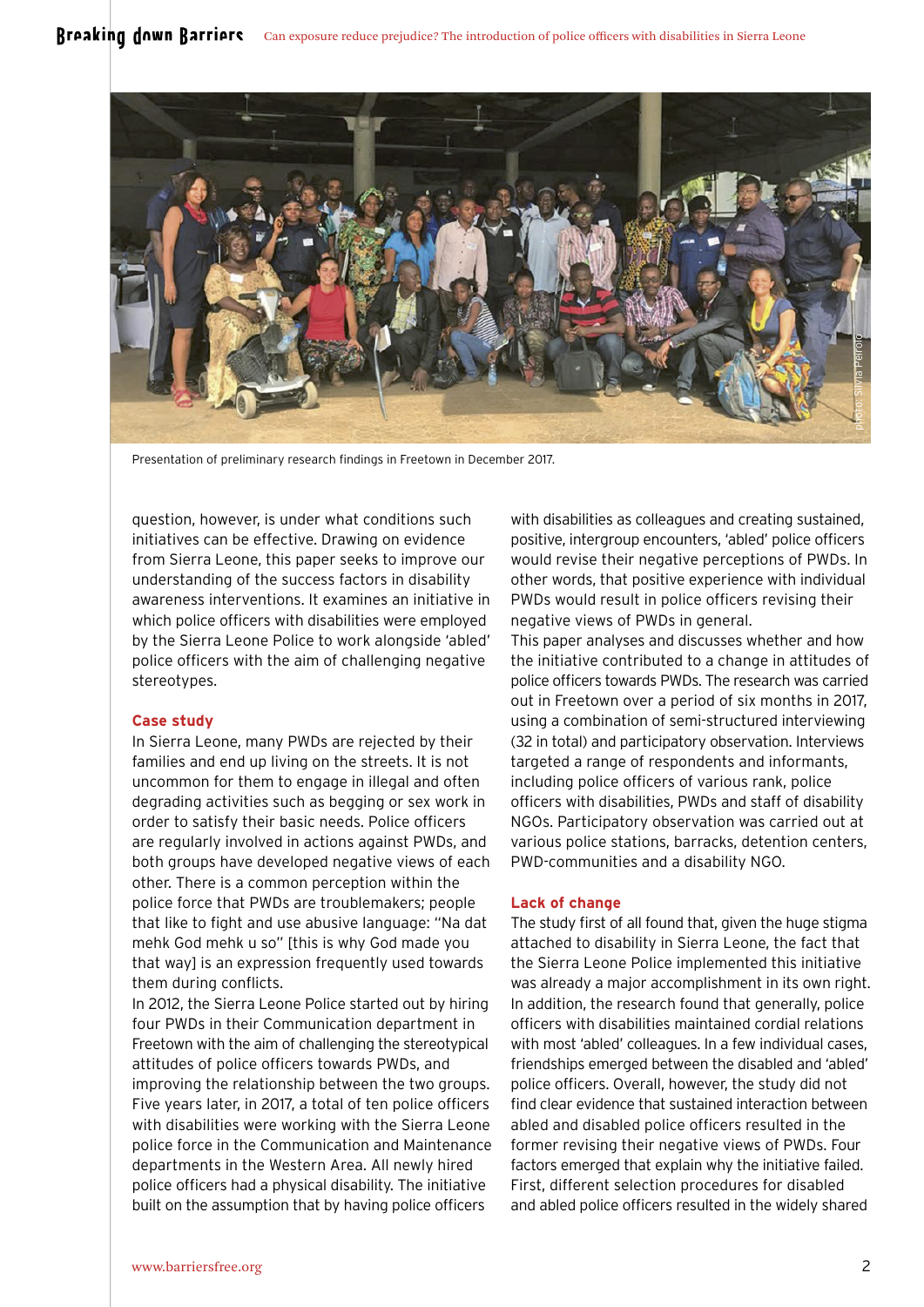Presentation of preliminary research findings in Freetown in December 2017.

question, however, is under what conditions such initiatives can be effective. Drawing on evidence from Sierra Leone, this paper seeks to improve our understanding of the success factors in disability awareness interventions. It examines an initiative in which police officers with disabilities were employed by the Sierra Leone Police to work alongside 'abled' police officers with the aim of challenging negative stereotypes.

### Case study

In Sierra Leone, many PWDs are rejected by their families and end up living on the streets. It is not uncommon for them to engage in illegal and often degrading activities such as begging or sex work in order to satisfy their basic needs. Police officers are regularly involved in actions against PWDs, and both groups have developed negative views of each other. There is a common perception within the police force that PWDs are troublemakers; people that like to fight and use abusive language: "Na dat mehk God mehk u so" [this is why God made you that way] is an expression frequently used towards them during conflicts.

In 2012, the Sierra Leone Police started out by hiring four PWDs in their Communication department in Freetown with the aim of challenging the stereotypical attitudes of police officers towards PWDs, and improving the relationship between the two groups. Five years later, in 2017, a total of ten police officers with disabilities were working with the Sierra Leone police force in the Communication and Maintenance departments in the Western Area. All newly hired police officers had a physical disability. The initiative built on the assumption that by having police officers with disabilities as colleagues and creating sustained, positive, intergroup encounters, 'abled' police officers would revise their negative perceptions of PWDs. In other words, that positive experience with individual PWDs would result in police officers revising their negative views of PWDs in general.

This paper analyses and discusses whether and how the initiative contributed to a change in attitudes of police officers towards PWDs. The research was carried out in Freetown over a period of six months in 2017, using a combination of semi-structured interviewing (32 in total) and participatory observation. Interviews targeted a range of respondents and informants, including police officers of various rank, police officers with disabilities, PWDs and staff of disability NGOs. Participatory observation was carried out at various police stations, barracks, detention centers, PWD-communities and a disability NGO.

### Lack of change

The study first of all found that, given the huge stigma attached to disability in Sierra Leone, the fact that the Sierra Leone Police implemented this initiative was already a major accomplishment in its own right. In addition, the research found that generally, police officers with disabilities maintained cordial relations with most 'abled' colleagues. In a few individual cases, friendships emerged between the disabled and 'abled' police officers. Overall, however, the study did not find clear evidence that sustained interaction between abled and disabled police officers resulted in the former revising their negative views of PWDs. Four factors emerged that explain why the initiative failed. First, different selection procedures for disabled and abled police officers resulted in the widely shared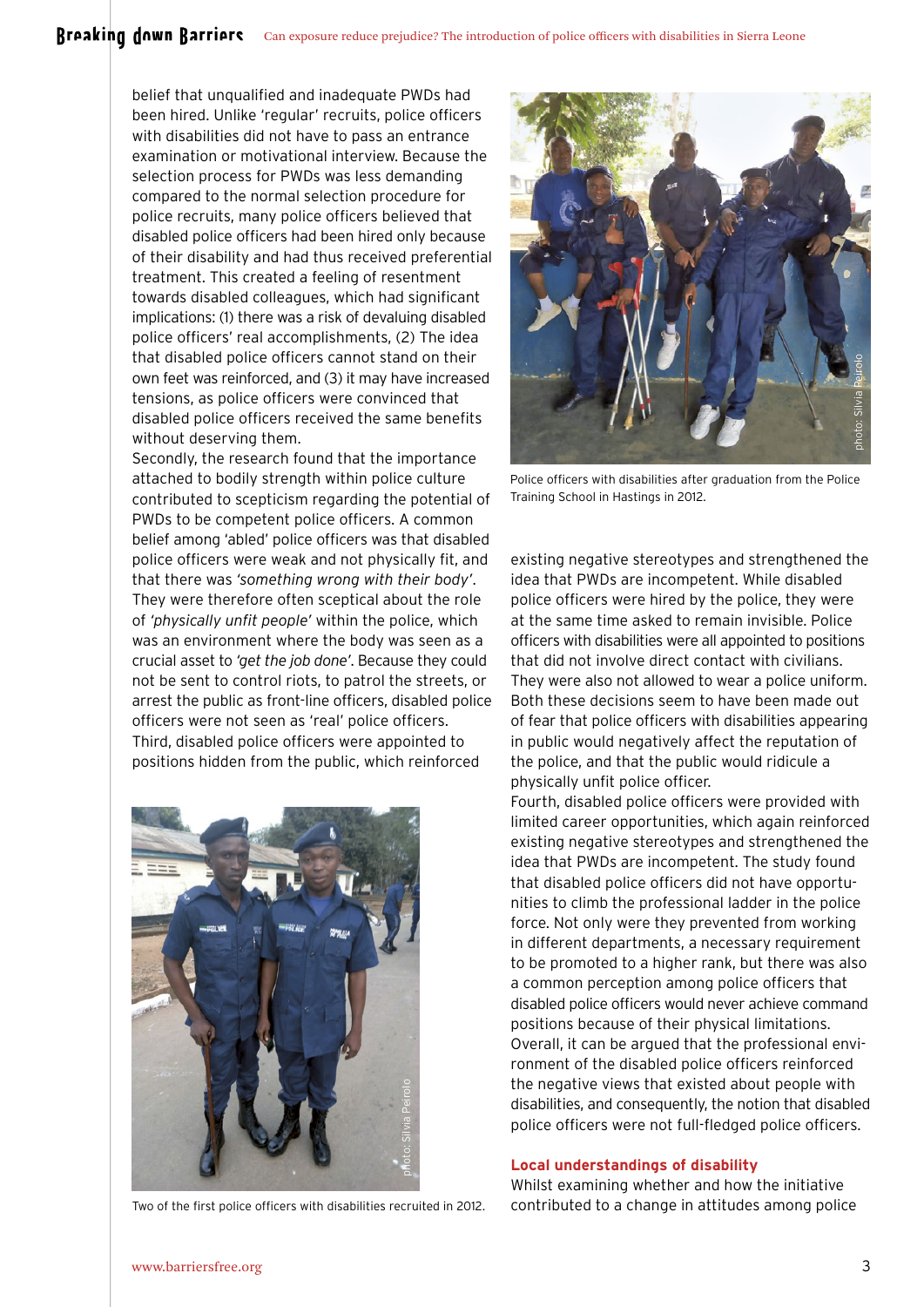belief that unqualified and inadequate PWDs had been hired. Unlike 'regular' recruits, police officers with disabilities did not have to pass an entrance examination or motivational interview. Because the selection process for PWDs was less demanding compared to the normal selection procedure for police recruits, many police officers believed that disabled police officers had been hired only because of their disability and had thus received preferential treatment. This created a feeling of resentment towards disabled colleagues, which had significant implications: (1) there was a risk of devaluing disabled police officers' real accomplishments, (2) The idea that disabled police officers cannot stand on their own feet was reinforced, and (3) it may have increased tensions, as police officers were convinced that disabled police officers received the same benefits without deserving them.

Secondly, the research found that the importance attached to bodily strength within police culture contributed to scepticism regarding the potential of PWDs to be competent police officers. A common belief among 'abled' police officers was that disabled police officers were weak and not physically fit, and that there was *'something wrong with their body'*. They were therefore often sceptical about the role of *'physically unfit people'* within the police, which was an environment where the body was seen as a crucial asset to *'get the job done'*. Because they could not be sent to control riots, to patrol the streets, or arrest the public as front-line officers, disabled police officers were not seen as 'real' police officers.

Third, disabled police officers were appointed to positions hidden from the public, which reinforced existing negative stereotypes and strengthened the idea that PWDs are incompetent. While disabled police officers were hired by the police, they were at the same time asked to remain invisible. Police officers with disabilities were all appointed to positions that did not involve direct contact with civilians. They were also not allowed to wear a police uniform. Both these decisions seem to have been made out of fear that police officers with disabilities appearing in public would negatively affect the reputation of the police, and that the public would ridicule a physically unfit police officer.

Two of the first police officers with disabilities recruited in 2012.

Police officers with disabilities after graduation from the Police Training School in Hastings in 2012.

Fourth, disabled police officers were provided with limited career opportunities, which again reinforced existing negative stereotypes and strengthened the idea that PWDs are incompetent. The study found that disabled police officers did not have opportunities to climb the professional ladder in the police force. Not only were they prevented from working in different departments, a necessary requirement to be promoted to a higher rank, but there was also a common perception among police officers that disabled police officers would never achieve command positions because of their physical limitations. Overall, it can be argued that the professional environment of the disabled police officers reinforced the negative views that existed about people with disabilities, and consequently, the notion that disabled police officers were not full-fledged police officers.

### Local understandings of disability

Whilst examining whether and how the initiative contributed to a change in attitudes among police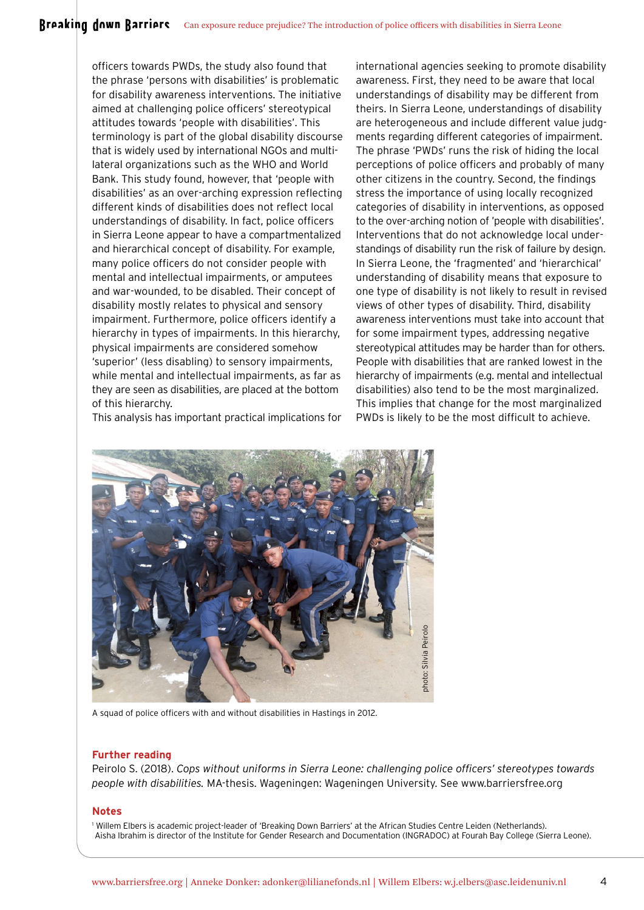officers towards PWDs, the study also found that the phrase 'persons with disabilities' is problematic for disability awareness interventions. The initiative aimed at challenging police officers' stereotypical attitudes towards 'people with disabilities'. This terminology is part of the global disability discourse that is widely used by international NGOs and multilateral organizations such as the WHO and World Bank. This study found, however, that 'people with disabilities' as an over-arching expression reflecting different kinds of disabilities does not reflect local understandings of disability. In fact, police officers in Sierra Leone appear to have a compartmentalized and hierarchical concept of disability. For example, many police officers do not consider people with mental and intellectual impairments, or amputees and war-wounded, to be disabled. Their concept of disability mostly relates to physical and sensory impairment. Furthermore, police officers identify a hierarchy in types of impairments. In this hierarchy, physical impairments are considered somehow 'superior' (less disabling) to sensory impairments, while mental and intellectual impairments, as far as they are seen as disabilities, are placed at the bottom of this hierarchy.

This analysis has important practical implications for international agencies seeking to promote disability awareness. First, they need to be aware that local understandings of disability may be different from theirs. In Sierra Leone, understandings of disability are heterogeneous and include different value judgments regarding different categories of impairment. The phrase 'PWDs' runs the risk of hiding the local perceptions of police officers and probably of many other citizens in the country. Second, the findings stress the importance of using locally recognized categories of disability in interventions, as opposed to the over-arching notion of 'people with disabilities'. Interventions that do not acknowledge local understandings of disability run the risk of failure by design. In Sierra Leone, the 'fragmented' and 'hierarchical' understanding of disability means that exposure to one type of disability is not likely to result in revised views of other types of disability. Third, disability awareness interventions must take into account that for some impairment types, addressing negative stereotypical attitudes may be harder than for others. People with disabilities that are ranked lowest in the hierarchy of impairments (e.g. mental and intellectual disabilities) also tend to be the most marginalized. This implies that change for the most marginalized PWDs is likely to be the most difficult to achieve.

photo: Silvia Peirolo

A squad of police officers with and without disabilities in Hastings in 2012.

## Further reading

Peirolo S. (2018). *Cops without uniforms in Sierra Leone: challenging police officers' stereotypes towards people with disabilities.* MA-thesis. Wageningen: Wageningen University. See www.barriersfree.org

## Notes

[1] Willem Elbers is academic project-leader of 'Breaking Down Barriers' at the African Studies Centre Leiden (Netherlands).
Aisha Ibrahim is director of the Institute for Gender Research and Documentation (INGRADOC) at Fourah Bay College (Sierra Leone).